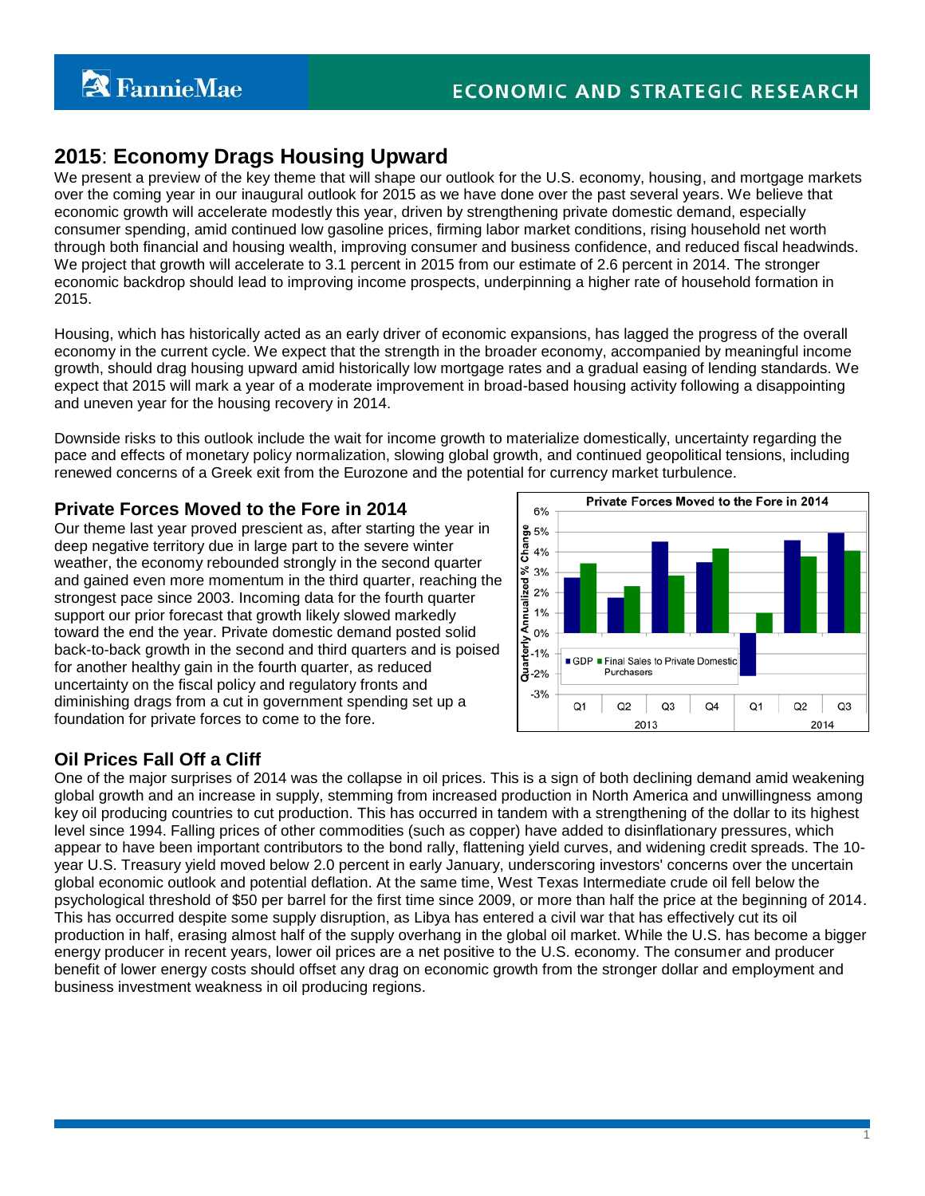# 2015: Economy Drags Housing Upward

We present a preview of the key theme that will shape our outlook for the U.S. economy, housing, and mortgage markets over the coming year in our inaugural outlook for 2015 as we have done over the past several years. We believe that economic growth will accelerate modestly this year, driven by strengthening private domestic demand, especially consumer spending, amid continued low gasoline prices, firming labor market conditions, rising household net worth through both financial and housing wealth, improving consumer and business confidence, and reduced fiscal headwinds. We project that growth will accelerate to 3.1 percent in 2015 from our estimate of 2.6 percent in 2014. The stronger economic backdrop should lead to improving income prospects, underpinning a higher rate of household formation in 2015.

Housing, which has historically acted as an early driver of economic expansions, has lagged the progress of the overall economy in the current cycle. We expect that the strength in the broader economy, accompanied by meaningful income growth, should drag housing upward amid historically low mortgage rates and a gradual easing of lending standards. We expect that 2015 will mark a year of a moderate improvement in broad-based housing activity following a disappointing and uneven year for the housing recovery in 2014.

Downside risks to this outlook include the wait for income growth to materialize domestically, uncertainty regarding the pace and effects of monetary policy normalization, slowing global growth, and continued geopolitical tensions, including renewed concerns of a Greek exit from the Eurozone and the potential for currency market turbulence.

## Private Forces Moved to the Fore in 2014

Our theme last year proved prescient as, after starting the year in deep negative territory due in large part to the severe winter weather, the economy rebounded strongly in the second quarter and gained even more momentum in the third quarter, reaching the strongest pace since 2003. Incoming data for the fourth quarter support our prior forecast that growth likely slowed markedly toward the end the year. Private domestic demand posted solid back-to-back growth in the second and third quarters and is poised for another healthy gain in the fourth quarter, as reduced uncertainty on the fiscal policy and regulatory fronts and diminishing drags from a cut in government spending set up a foundation for private forces to come to the fore.

**Private Forces Moved to the Fore in 2014**

(Chart: Quarterly Annualized % Change; GDP and Final Sales to Private Domestic Purchasers, Q1 2013 – Q3 2014)

## Oil Prices Fall Off a Cliff

One of the major surprises of 2014 was the collapse in oil prices. This is a sign of both declining demand amid weakening global growth and an increase in supply, stemming from increased production in North America and unwillingness among key oil producing countries to cut production. This has occurred in tandem with a strengthening of the dollar to its highest level since 1994. Falling prices of other commodities (such as copper) have added to disinflationary pressures, which appear to have been important contributors to the bond rally, flattening yield curves, and widening credit spreads. The 10-year U.S. Treasury yield moved below 2.0 percent in early January, underscoring investors' concerns over the uncertain global economic outlook and potential deflation. At the same time, West Texas Intermediate crude oil fell below the psychological threshold of $50 per barrel for the first time since 2009, or more than half the price at the beginning of 2014. This has occurred despite some supply disruption, as Libya has entered a civil war that has effectively cut its oil production in half, erasing almost half of the supply overhang in the global oil market. While the U.S. has become a bigger energy producer in recent years, lower oil prices are a net positive to the U.S. economy. The consumer and producer benefit of lower energy costs should offset any drag on economic growth from the stronger dollar and employment and business investment weakness in oil producing regions.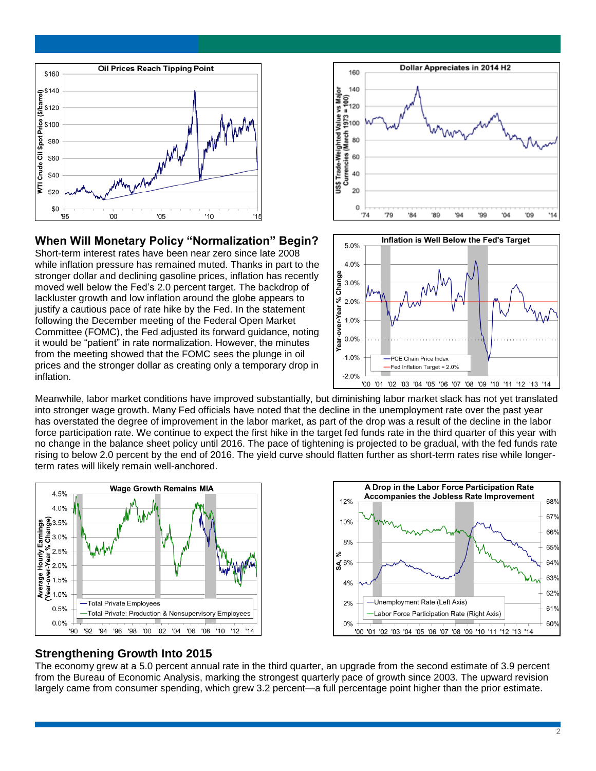## When Will Monetary Policy "Normalization" Begin?

Short-term interest rates have been near zero since late 2008 while inflation pressure has remained muted. Thanks in part to the stronger dollar and declining gasoline prices, inflation has recently moved well below the Fed's 2.0 percent target. The backdrop of lackluster growth and low inflation around the globe appears to justify a cautious pace of rate hike by the Fed. In the statement following the December meeting of the Federal Open Market Committee (FOMC), the Fed adjusted its forward guidance, noting it would be "patient" in rate normalization. However, the minutes from the meeting showed that the FOMC sees the plunge in oil prices and the stronger dollar as creating only a temporary drop in inflation.

Meanwhile, labor market conditions have improved substantially, but diminishing labor market slack has not yet translated into stronger wage growth. Many Fed officials have noted that the decline in the unemployment rate over the past year has overstated the degree of improvement in the labor market, as part of the drop was a result of the decline in the labor force participation rate. We continue to expect the first hike in the target fed funds rate in the third quarter of this year with no change in the balance sheet policy until 2016. The pace of tightening is projected to be gradual, with the fed funds rate rising to below 2.0 percent by the end of 2016. The yield curve should flatten further as short-term rates rise while longer-term rates will likely remain well-anchored.

## Strengthening Growth Into 2015

The economy grew at a 5.0 percent annual rate in the third quarter, an upgrade from the second estimate of 3.9 percent from the Bureau of Economic Analysis, marking the strongest quarterly pace of growth since 2003. The upward revision largely came from consumer spending, which grew 3.2 percent—a full percentage point higher than the prior estimate.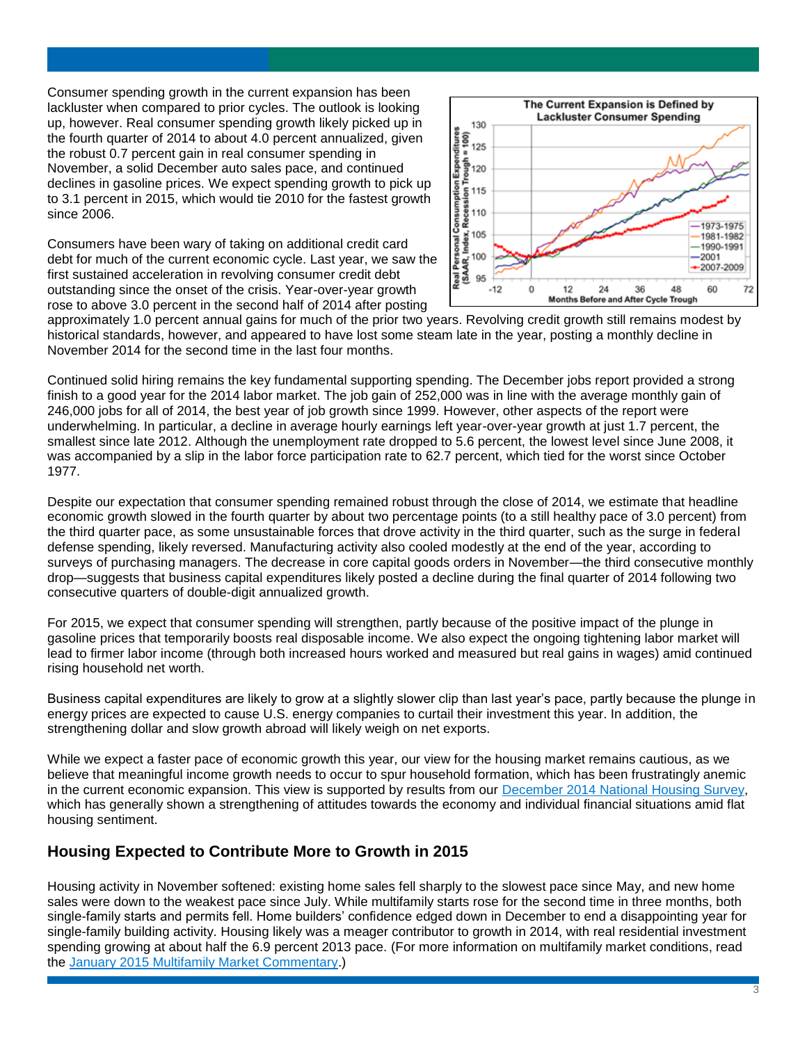Consumer spending growth in the current expansion has been lackluster when compared to prior cycles. The outlook is looking up, however. Real consumer spending growth likely picked up in the fourth quarter of 2014 to about 4.0 percent annualized, given the robust 0.7 percent gain in real consumer spending in November, a solid December auto sales pace, and continued declines in gasoline prices. We expect spending growth to pick up to 3.1 percent in 2015, which would tie 2010 for the fastest growth since 2006.

Consumers have been wary of taking on additional credit card debt for much of the current economic cycle. Last year, we saw the first sustained acceleration in revolving consumer credit debt outstanding since the onset of the crisis. Year-over-year growth rose to above 3.0 percent in the second half of 2014 after posting approximately 1.0 percent annual gains for much of the prior two years. Revolving credit growth still remains modest by historical standards, however, and appeared to have lost some steam late in the year, posting a monthly decline in November 2014 for the second time in the last four months.

Continued solid hiring remains the key fundamental supporting spending. The December jobs report provided a strong finish to a good year for the 2014 labor market. The job gain of 252,000 was in line with the average monthly gain of 246,000 jobs for all of 2014, the best year of job growth since 1999. However, other aspects of the report were underwhelming. In particular, a decline in average hourly earnings left year-over-year growth at just 1.7 percent, the smallest since late 2012. Although the unemployment rate dropped to 5.6 percent, the lowest level since June 2008, it was accompanied by a slip in the labor force participation rate to 62.7 percent, which tied for the worst since October 1977.

Despite our expectation that consumer spending remained robust through the close of 2014, we estimate that headline economic growth slowed in the fourth quarter by about two percentage points (to a still healthy pace of 3.0 percent) from the third quarter pace, as some unsustainable forces that drove activity in the third quarter, such as the surge in federal defense spending, likely reversed. Manufacturing activity also cooled modestly at the end of the year, according to surveys of purchasing managers. The decrease in core capital goods orders in November—the third consecutive monthly drop—suggests that business capital expenditures likely posted a decline during the final quarter of 2014 following two consecutive quarters of double-digit annualized growth.

For 2015, we expect that consumer spending will strengthen, partly because of the positive impact of the plunge in gasoline prices that temporarily boosts real disposable income. We also expect the ongoing tightening labor market will lead to firmer labor income (through both increased hours worked and measured but real gains in wages) amid continued rising household net worth.

Business capital expenditures are likely to grow at a slightly slower clip than last year's pace, partly because the plunge in energy prices are expected to cause U.S. energy companies to curtail their investment this year. In addition, the strengthening dollar and slow growth abroad will likely weigh on net exports.

While we expect a faster pace of economic growth this year, our view for the housing market remains cautious, as we believe that meaningful income growth needs to occur to spur household formation, which has been frustratingly anemic in the current economic expansion. This view is supported by results from our December 2014 National Housing Survey, which has generally shown a strengthening of attitudes towards the economy and individual financial situations amid flat housing sentiment.

## Housing Expected to Contribute More to Growth in 2015

Housing activity in November softened: existing home sales fell sharply to the slowest pace since May, and new home sales were down to the weakest pace since July. While multifamily starts rose for the second time in three months, both single-family starts and permits fell. Home builders' confidence edged down in December to end a disappointing year for single-family building activity. Housing likely was a meager contributor to growth in 2014, with real residential investment spending growing at about half the 6.9 percent 2013 pace. (For more information on multifamily market conditions, read the January 2015 Multifamily Market Commentary.)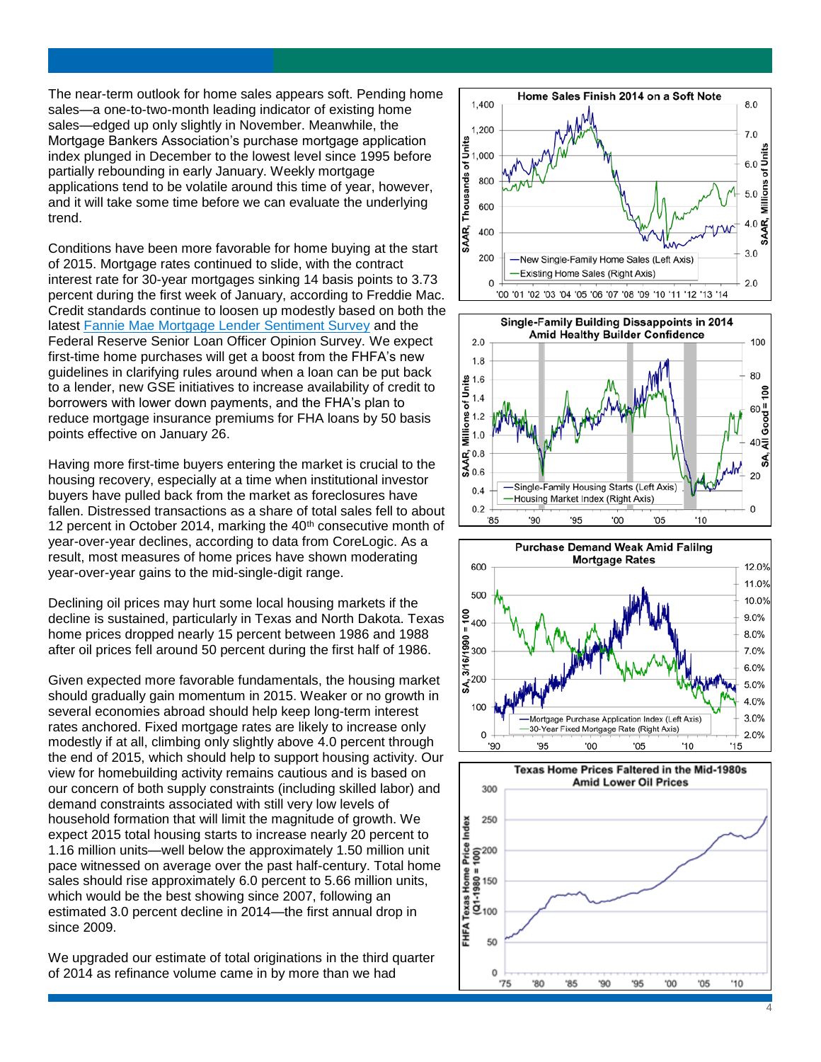The near-term outlook for home sales appears soft. Pending home sales—a one-to-two-month leading indicator of existing home sales—edged up only slightly in November. Meanwhile, the Mortgage Bankers Association's purchase mortgage application index plunged in December to the lowest level since 1995 before partially rebounding in early January. Weekly mortgage applications tend to be volatile around this time of year, however, and it will take some time before we can evaluate the underlying trend.

Conditions have been more favorable for home buying at the start of 2015. Mortgage rates continued to slide, with the contract interest rate for 30-year mortgages sinking 14 basis points to 3.73 percent during the first week of January, according to Freddie Mac. Credit standards continue to loosen up modestly based on both the latest Fannie Mae Mortgage Lender Sentiment Survey and the Federal Reserve Senior Loan Officer Opinion Survey. We expect first-time home purchases will get a boost from the FHFA's new guidelines in clarifying rules around when a loan can be put back to a lender, new GSE initiatives to increase availability of credit to borrowers with lower down payments, and the FHA's plan to reduce mortgage insurance premiums for FHA loans by 50 basis points effective on January 26.

Having more first-time buyers entering the market is crucial to the housing recovery, especially at a time when institutional investor buyers have pulled back from the market as foreclosures have fallen. Distressed transactions as a share of total sales fell to about 12 percent in October 2014, marking the 40th consecutive month of year-over-year declines, according to data from CoreLogic. As a result, most measures of home prices have shown moderating year-over-year gains to the mid-single-digit range.

Declining oil prices may hurt some local housing markets if the decline is sustained, particularly in Texas and North Dakota. Texas home prices dropped nearly 15 percent between 1986 and 1988 after oil prices fell around 50 percent during the first half of 1986.

Given expected more favorable fundamentals, the housing market should gradually gain momentum in 2015. Weaker or no growth in several economies abroad should help keep long-term interest rates anchored. Fixed mortgage rates are likely to increase only modestly if at all, climbing only slightly above 4.0 percent through the end of 2015, which should help to support housing activity. Our view for homebuilding activity remains cautious and is based on our concern of both supply constraints (including skilled labor) and demand constraints associated with still very low levels of household formation that will limit the magnitude of growth. We expect 2015 total housing starts to increase nearly 20 percent to 1.16 million units—well below the approximately 1.50 million unit pace witnessed on average over the past half-century. Total home sales should rise approximately 6.0 percent to 5.66 million units, which would be the best showing since 2007, following an estimated 3.0 percent decline in 2014—the first annual drop in since 2009.

We upgraded our estimate of total originations in the third quarter of 2014 as refinance volume came in by more than we had

**Home Sales Finish 2014 on a Soft Note**

**Single-Family Building Dissappoints in 2014 Amid Healthy Builder Confidence**

**Purchase Demand Weak Amid Falilng Mortgage Rates**

**Texas Home Prices Faltered in the Mid-1980s Amid Lower Oil Prices**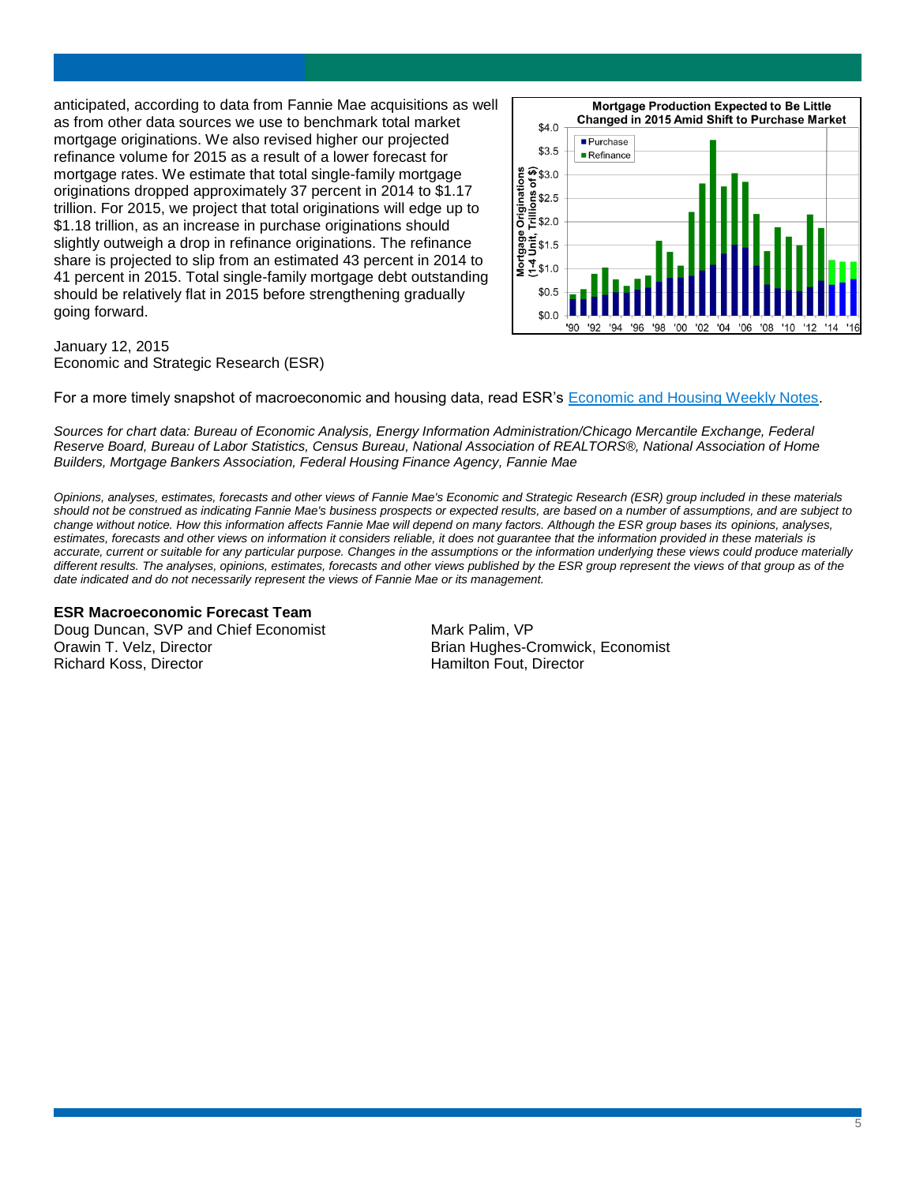anticipated, according to data from Fannie Mae acquisitions as well as from other data sources we use to benchmark total market mortgage originations. We also revised higher our projected refinance volume for 2015 as a result of a lower forecast for mortgage rates. We estimate that total single-family mortgage originations dropped approximately 37 percent in 2014 to $1.17 trillion. For 2015, we project that total originations will edge up to $1.18 trillion, as an increase in purchase originations should slightly outweigh a drop in refinance originations. The refinance share is projected to slip from an estimated 43 percent in 2014 to 41 percent in 2015. Total single-family mortgage debt outstanding should be relatively flat in 2015 before strengthening gradually going forward.

**Mortgage Production Expected to Be Little Changed in 2015 Amid Shift to Purchase Market**

Purchase
Refinance

Mortgage Originations (1-4 Unit, Trillions of $)

$4.0
$3.5
$3.0
$2.5
$2.0
$1.5
$1.0
$0.5
$0.0

'90 '92 '94 '96 '98 '00 '02 '04 '06 '08 '10 '12 '14 '16

January 12, 2015
Economic and Strategic Research (ESR)

For a more timely snapshot of macroeconomic and housing data, read ESR's [Economic and Housing Weekly Notes](#).

*Sources for chart data: Bureau of Economic Analysis, Energy Information Administration/Chicago Mercantile Exchange, Federal Reserve Board, Bureau of Labor Statistics, Census Bureau, National Association of REALTORS®, National Association of Home Builders, Mortgage Bankers Association, Federal Housing Finance Agency, Fannie Mae*

*Opinions, analyses, estimates, forecasts and other views of Fannie Mae's Economic and Strategic Research (ESR) group included in these materials should not be construed as indicating Fannie Mae's business prospects or expected results, are based on a number of assumptions, and are subject to change without notice. How this information affects Fannie Mae will depend on many factors. Although the ESR group bases its opinions, analyses, estimates, forecasts and other views on information it considers reliable, it does not guarantee that the information provided in these materials is accurate, current or suitable for any particular purpose. Changes in the assumptions or the information underlying these views could produce materially different results. The analyses, opinions, estimates, forecasts and other views published by the ESR group represent the views of that group as of the date indicated and do not necessarily represent the views of Fannie Mae or its management.*

**ESR Macroeconomic Forecast Team**

Doug Duncan, SVP and Chief Economist
Orawin T. Velz, Director
Richard Koss, Director
Mark Palim, VP
Brian Hughes-Cromwick, Economist
Hamilton Fout, Director